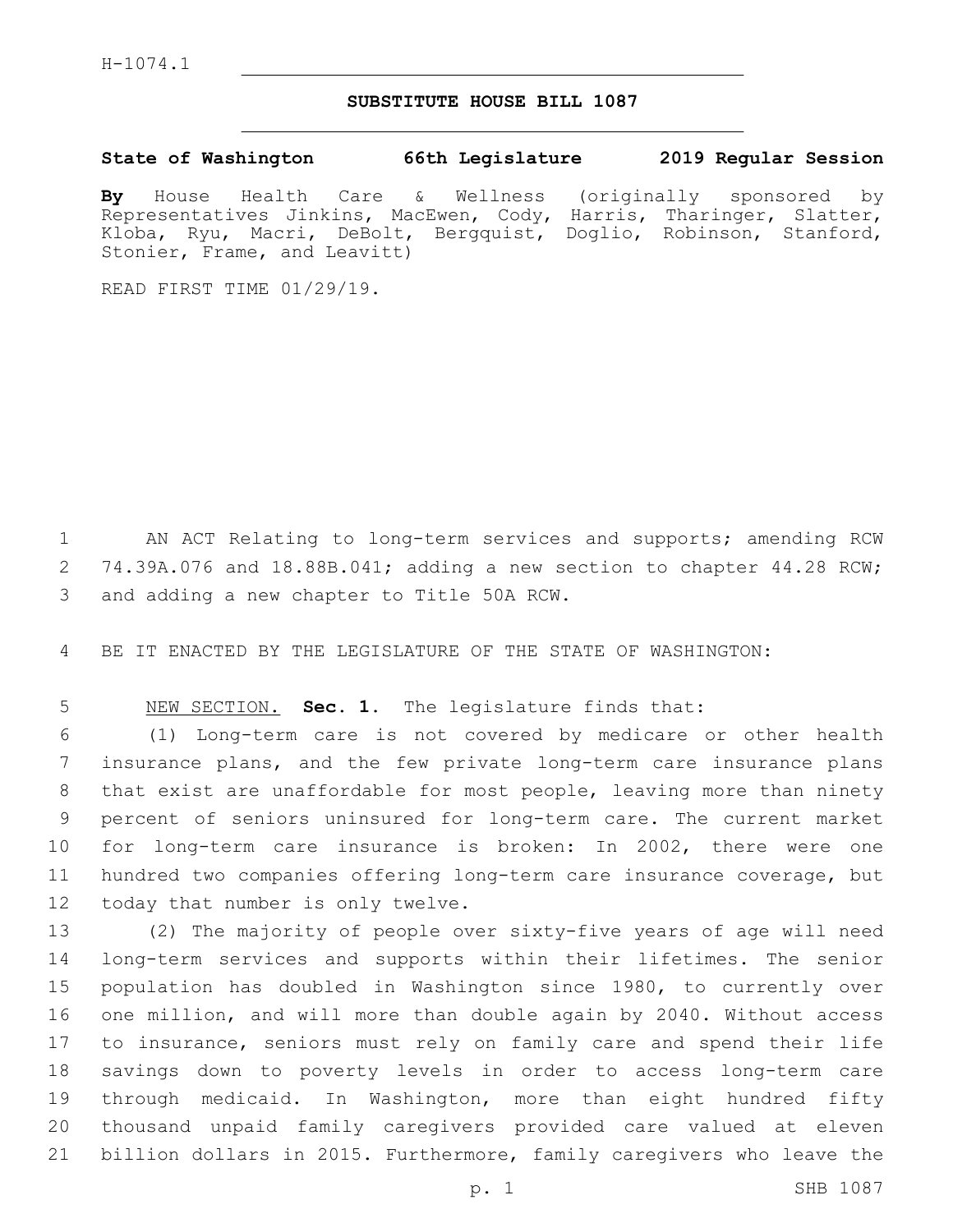H-1074.1

# SUBSTITUTE HOUSE BILL 1087

**State of Washington 66th Legislature 2019 Regular Session**

**By** House Health Care & Wellness (originally sponsored by Representatives Jinkins, MacEwen, Cody, Harris, Tharinger, Slatter, Kloba, Ryu, Macri, DeBolt, Bergquist, Doglio, Robinson, Stanford, Stonier, Frame, and Leavitt)

READ FIRST TIME 01/29/19.

AN ACT Relating to long-term services and supports; amending RCW 74.39A.076 and 18.88B.041; adding a new section to chapter 44.28 RCW; and adding a new chapter to Title 50A RCW.

BE IT ENACTED BY THE LEGISLATURE OF THE STATE OF WASHINGTON:

NEW SECTION. **Sec. 1.** The legislature finds that:

(1) Long-term care is not covered by medicare or other health insurance plans, and the few private long-term care insurance plans that exist are unaffordable for most people, leaving more than ninety percent of seniors uninsured for long-term care. The current market for long-term care insurance is broken: In 2002, there were one hundred two companies offering long-term care insurance coverage, but today that number is only twelve.

(2) The majority of people over sixty-five years of age will need long-term services and supports within their lifetimes. The senior population has doubled in Washington since 1980, to currently over one million, and will more than double again by 2040. Without access to insurance, seniors must rely on family care and spend their life savings down to poverty levels in order to access long-term care through medicaid. In Washington, more than eight hundred fifty thousand unpaid family caregivers provided care valued at eleven billion dollars in 2015. Furthermore, family caregivers who leave the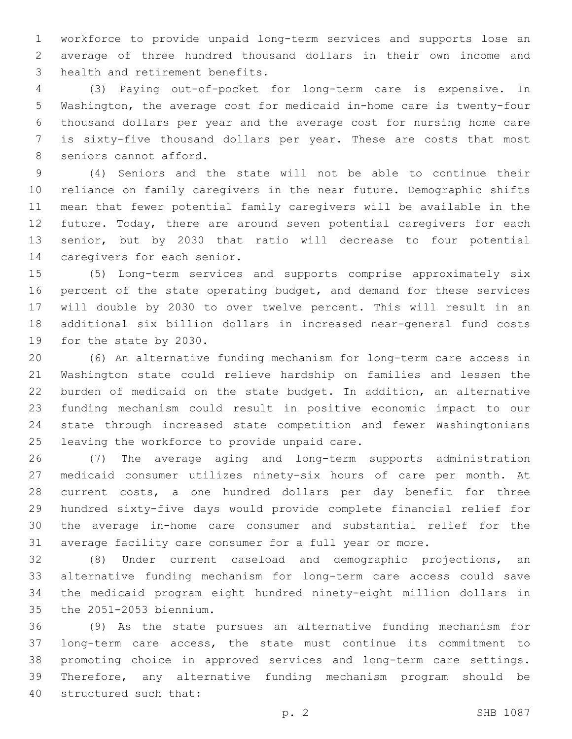workforce to provide unpaid long-term services and supports lose an average of three hundred thousand dollars in their own income and health and retirement benefits.

(3) Paying out-of-pocket for long-term care is expensive. In Washington, the average cost for medicaid in-home care is twenty-four thousand dollars per year and the average cost for nursing home care is sixty-five thousand dollars per year. These are costs that most seniors cannot afford.

(4) Seniors and the state will not be able to continue their reliance on family caregivers in the near future. Demographic shifts mean that fewer potential family caregivers will be available in the future. Today, there are around seven potential caregivers for each senior, but by 2030 that ratio will decrease to four potential caregivers for each senior.

(5) Long-term services and supports comprise approximately six percent of the state operating budget, and demand for these services will double by 2030 to over twelve percent. This will result in an additional six billion dollars in increased near-general fund costs for the state by 2030.

(6) An alternative funding mechanism for long-term care access in Washington state could relieve hardship on families and lessen the burden of medicaid on the state budget. In addition, an alternative funding mechanism could result in positive economic impact to our state through increased state competition and fewer Washingtonians leaving the workforce to provide unpaid care.

(7) The average aging and long-term supports administration medicaid consumer utilizes ninety-six hours of care per month. At current costs, a one hundred dollars per day benefit for three hundred sixty-five days would provide complete financial relief for the average in-home care consumer and substantial relief for the average facility care consumer for a full year or more.

(8) Under current caseload and demographic projections, an alternative funding mechanism for long-term care access could save the medicaid program eight hundred ninety-eight million dollars in the 2051-2053 biennium.

(9) As the state pursues an alternative funding mechanism for long-term care access, the state must continue its commitment to promoting choice in approved services and long-term care settings. Therefore, any alternative funding mechanism program should be structured such that: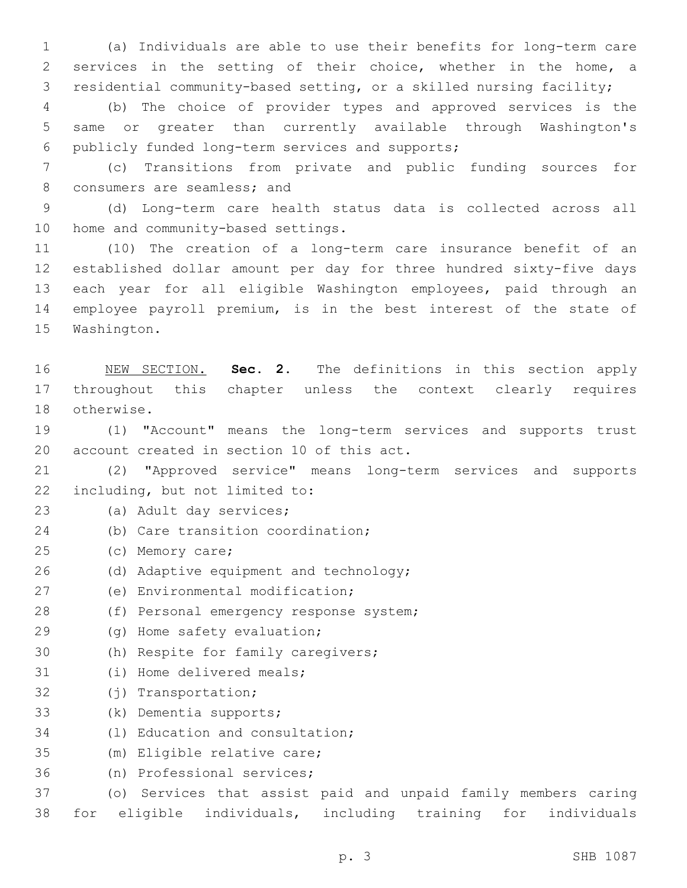(a) Individuals are able to use their benefits for long-term care services in the setting of their choice, whether in the home, a residential community-based setting, or a skilled nursing facility;

(b) The choice of provider types and approved services is the same or greater than currently available through Washington's publicly funded long-term services and supports;

(c) Transitions from private and public funding sources for consumers are seamless; and

(d) Long-term care health status data is collected across all home and community-based settings.

(10) The creation of a long-term care insurance benefit of an established dollar amount per day for three hundred sixty-five days each year for all eligible Washington employees, paid through an employee payroll premium, is in the best interest of the state of Washington.

NEW SECTION. **Sec. 2.** The definitions in this section apply throughout this chapter unless the context clearly requires otherwise.

(1) "Account" means the long-term services and supports trust account created in section 10 of this act.

(2) "Approved service" means long-term services and supports including, but not limited to:

(a) Adult day services;

(b) Care transition coordination;

(c) Memory care;

(d) Adaptive equipment and technology;

(e) Environmental modification;

(f) Personal emergency response system;

(g) Home safety evaluation;

(h) Respite for family caregivers;

(i) Home delivered meals;

(j) Transportation;

(k) Dementia supports;

(l) Education and consultation;

(m) Eligible relative care;

(n) Professional services;

(o) Services that assist paid and unpaid family members caring for eligible individuals, including training for individuals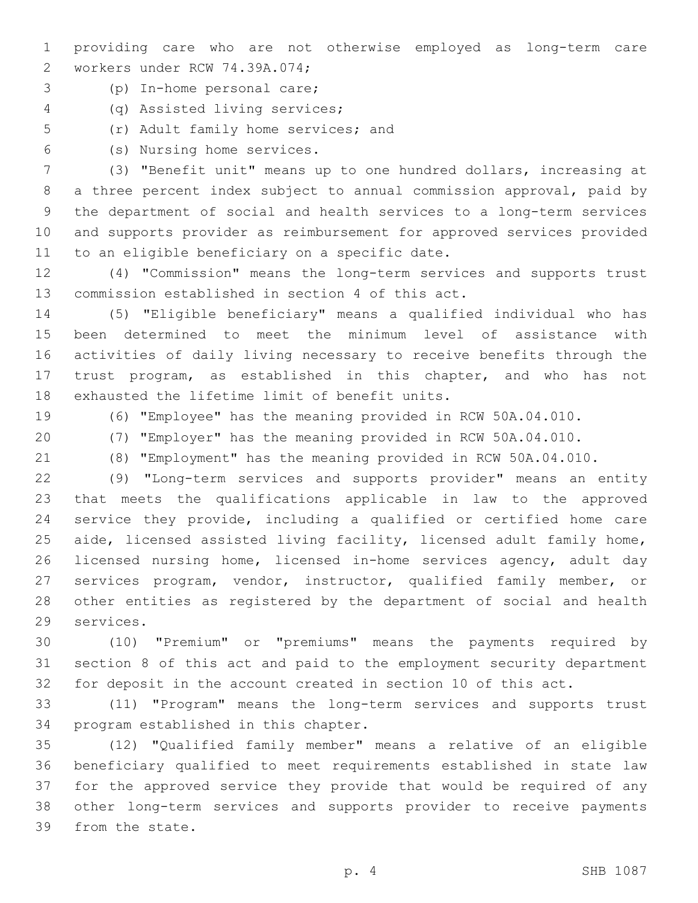providing care who are not otherwise employed as long-term care workers under RCW 74.39A.074;

(p) In-home personal care;

(q) Assisted living services;

(r) Adult family home services; and

(s) Nursing home services.

(3) "Benefit unit" means up to one hundred dollars, increasing at a three percent index subject to annual commission approval, paid by the department of social and health services to a long-term services and supports provider as reimbursement for approved services provided to an eligible beneficiary on a specific date.

(4) "Commission" means the long-term services and supports trust commission established in section 4 of this act.

(5) "Eligible beneficiary" means a qualified individual who has been determined to meet the minimum level of assistance with activities of daily living necessary to receive benefits through the trust program, as established in this chapter, and who has not exhausted the lifetime limit of benefit units.

(6) "Employee" has the meaning provided in RCW 50A.04.010.

(7) "Employer" has the meaning provided in RCW 50A.04.010.

(8) "Employment" has the meaning provided in RCW 50A.04.010.

(9) "Long-term services and supports provider" means an entity that meets the qualifications applicable in law to the approved service they provide, including a qualified or certified home care aide, licensed assisted living facility, licensed adult family home, licensed nursing home, licensed in-home services agency, adult day services program, vendor, instructor, qualified family member, or other entities as registered by the department of social and health services.

(10) "Premium" or "premiums" means the payments required by section 8 of this act and paid to the employment security department for deposit in the account created in section 10 of this act.

(11) "Program" means the long-term services and supports trust program established in this chapter.

(12) "Qualified family member" means a relative of an eligible beneficiary qualified to meet requirements established in state law for the approved service they provide that would be required of any other long-term services and supports provider to receive payments from the state.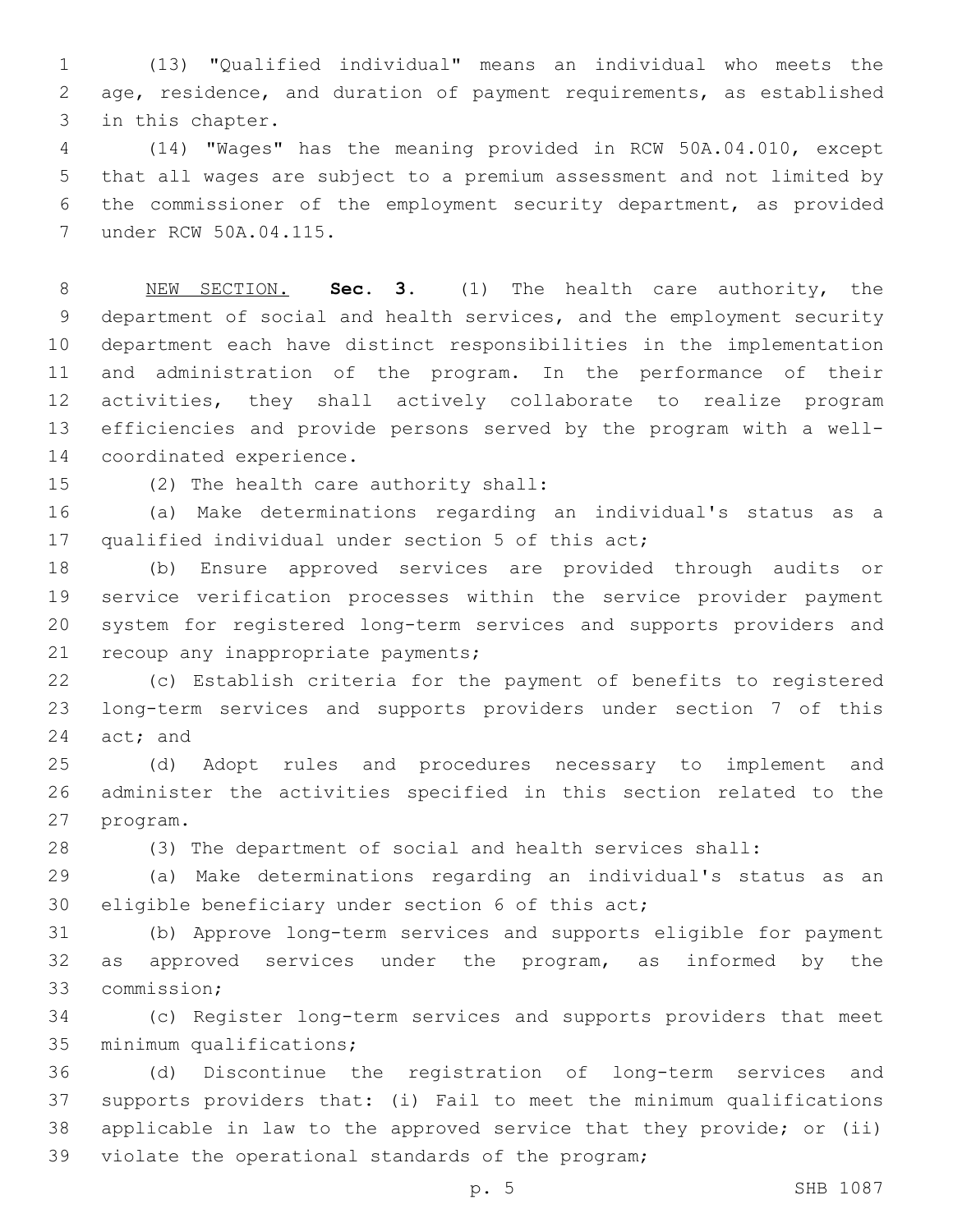(13) "Qualified individual" means an individual who meets the age, residence, and duration of payment requirements, as established in this chapter.

(14) "Wages" has the meaning provided in RCW 50A.04.010, except that all wages are subject to a premium assessment and not limited by the commissioner of the employment security department, as provided under RCW 50A.04.115.

NEW SECTION. **Sec. 3.** (1) The health care authority, the department of social and health services, and the employment security department each have distinct responsibilities in the implementation and administration of the program. In the performance of their activities, they shall actively collaborate to realize program efficiencies and provide persons served by the program with a well-coordinated experience.

(2) The health care authority shall:

(a) Make determinations regarding an individual's status as a qualified individual under section 5 of this act;

(b) Ensure approved services are provided through audits or service verification processes within the service provider payment system for registered long-term services and supports providers and recoup any inappropriate payments;

(c) Establish criteria for the payment of benefits to registered long-term services and supports providers under section 7 of this act; and

(d) Adopt rules and procedures necessary to implement and administer the activities specified in this section related to the program.

(3) The department of social and health services shall:

(a) Make determinations regarding an individual's status as an eligible beneficiary under section 6 of this act;

(b) Approve long-term services and supports eligible for payment as approved services under the program, as informed by the commission;

(c) Register long-term services and supports providers that meet minimum qualifications;

(d) Discontinue the registration of long-term services and supports providers that: (i) Fail to meet the minimum qualifications applicable in law to the approved service that they provide; or (ii) violate the operational standards of the program;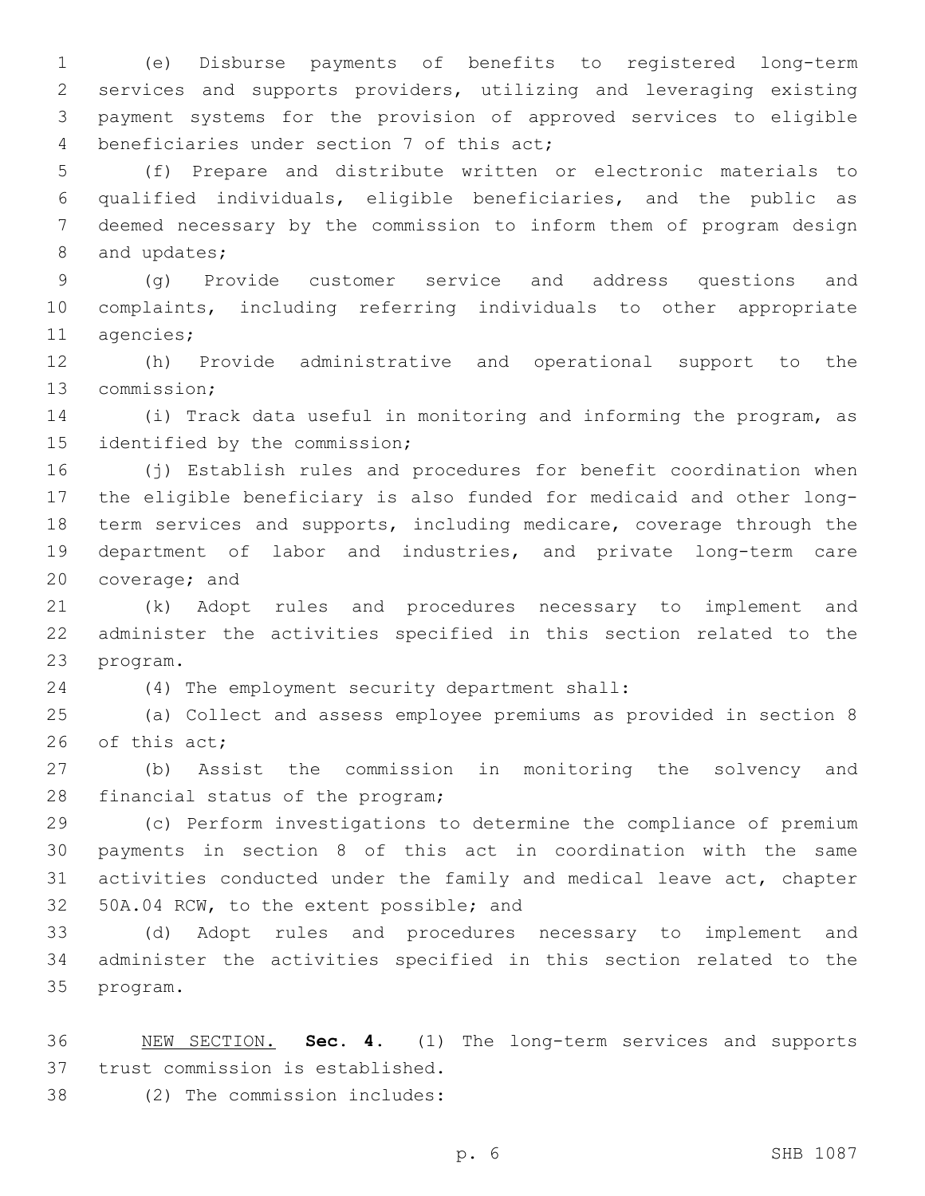(e) Disburse payments of benefits to registered long-term services and supports providers, utilizing and leveraging existing payment systems for the provision of approved services to eligible beneficiaries under section 7 of this act;

(f) Prepare and distribute written or electronic materials to qualified individuals, eligible beneficiaries, and the public as deemed necessary by the commission to inform them of program design and updates;

(g) Provide customer service and address questions and complaints, including referring individuals to other appropriate agencies;

(h) Provide administrative and operational support to the commission;

(i) Track data useful in monitoring and informing the program, as identified by the commission;

(j) Establish rules and procedures for benefit coordination when the eligible beneficiary is also funded for medicaid and other long-term services and supports, including medicare, coverage through the department of labor and industries, and private long-term care coverage; and

(k) Adopt rules and procedures necessary to implement and administer the activities specified in this section related to the program.

(4) The employment security department shall:

(a) Collect and assess employee premiums as provided in section 8 of this act;

(b) Assist the commission in monitoring the solvency and financial status of the program;

(c) Perform investigations to determine the compliance of premium payments in section 8 of this act in coordination with the same activities conducted under the family and medical leave act, chapter 50A.04 RCW, to the extent possible; and

(d) Adopt rules and procedures necessary to implement and administer the activities specified in this section related to the program.

NEW SECTION. **Sec. 4.** (1) The long-term services and supports trust commission is established.

(2) The commission includes: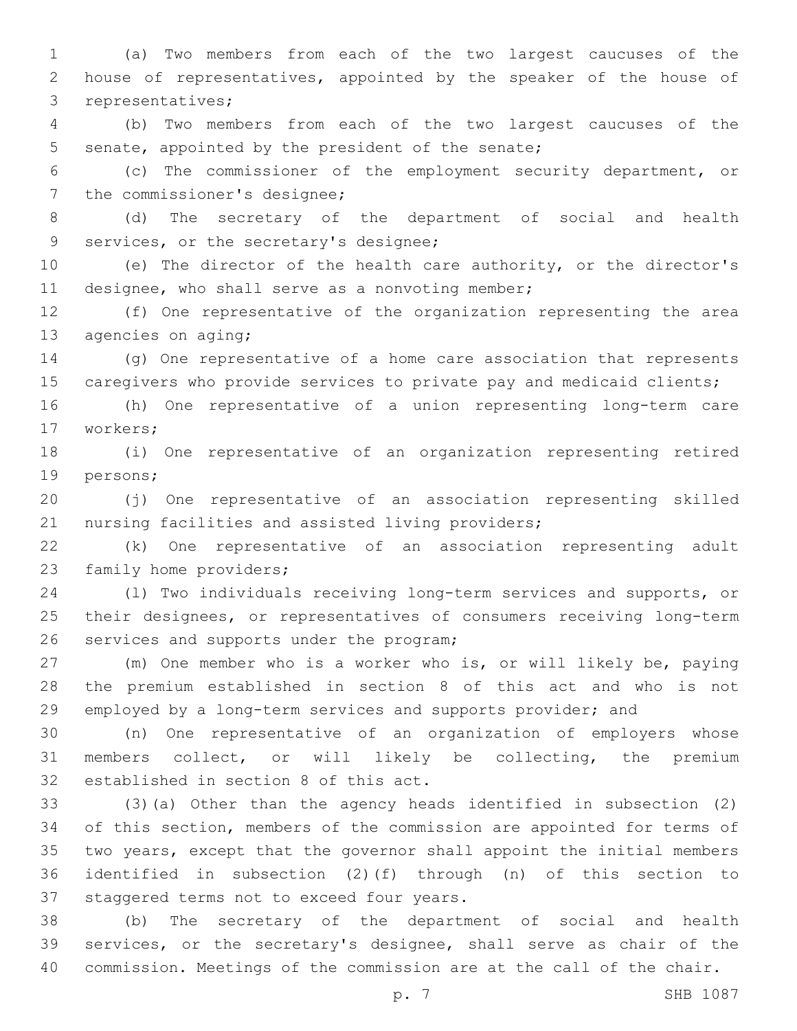(a) Two members from each of the two largest caucuses of the house of representatives, appointed by the speaker of the house of representatives;

(b) Two members from each of the two largest caucuses of the senate, appointed by the president of the senate;

(c) The commissioner of the employment security department, or the commissioner's designee;

(d) The secretary of the department of social and health services, or the secretary's designee;

(e) The director of the health care authority, or the director's designee, who shall serve as a nonvoting member;

(f) One representative of the organization representing the area agencies on aging;

(g) One representative of a home care association that represents caregivers who provide services to private pay and medicaid clients;

(h) One representative of a union representing long-term care workers;

(i) One representative of an organization representing retired persons;

(j) One representative of an association representing skilled nursing facilities and assisted living providers;

(k) One representative of an association representing adult family home providers;

(l) Two individuals receiving long-term services and supports, or their designees, or representatives of consumers receiving long-term services and supports under the program;

(m) One member who is a worker who is, or will likely be, paying the premium established in section 8 of this act and who is not employed by a long-term services and supports provider; and

(n) One representative of an organization of employers whose members collect, or will likely be collecting, the premium established in section 8 of this act.

(3)(a) Other than the agency heads identified in subsection (2) of this section, members of the commission are appointed for terms of two years, except that the governor shall appoint the initial members identified in subsection (2)(f) through (n) of this section to staggered terms not to exceed four years.

(b) The secretary of the department of social and health services, or the secretary's designee, shall serve as chair of the commission. Meetings of the commission are at the call of the chair.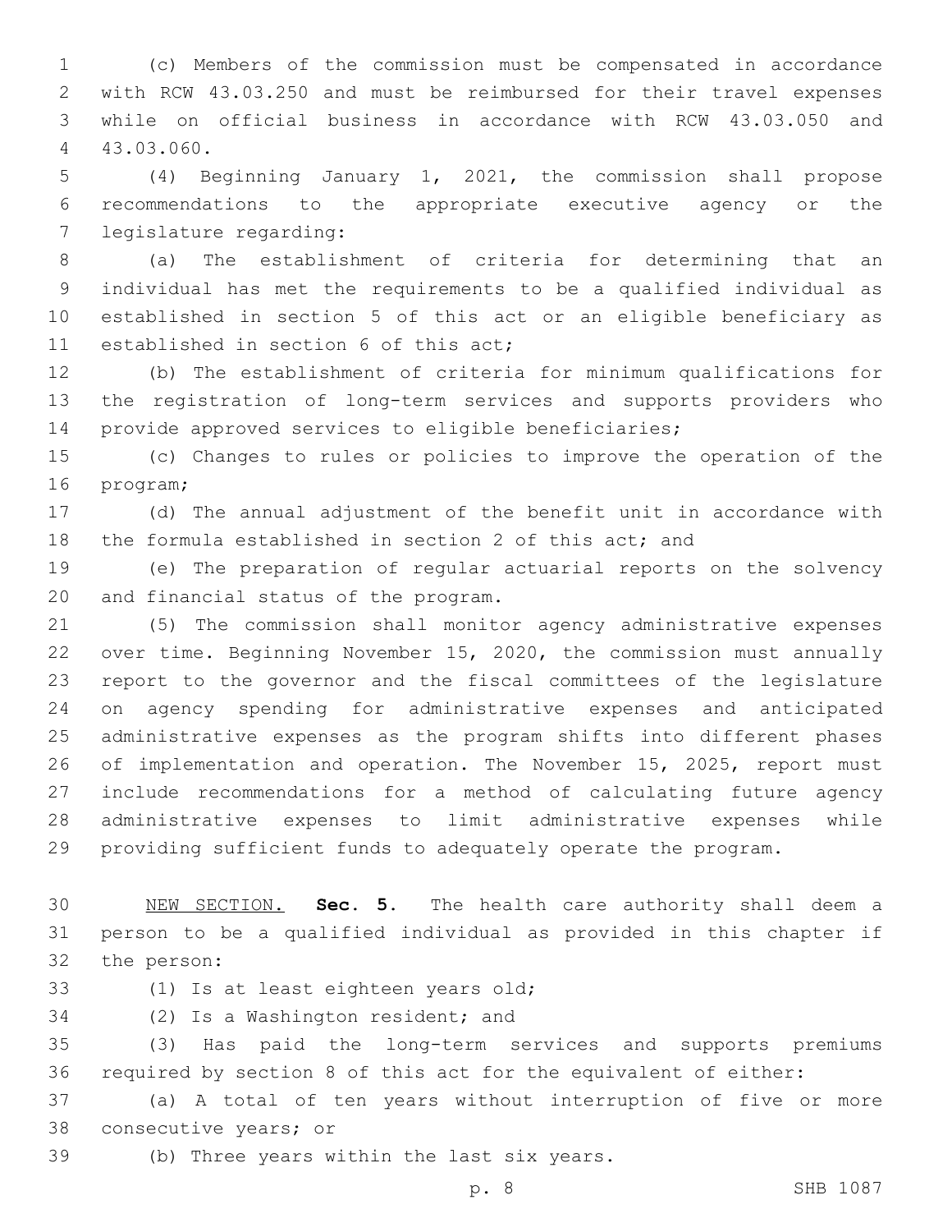(c) Members of the commission must be compensated in accordance with RCW 43.03.250 and must be reimbursed for their travel expenses while on official business in accordance with RCW 43.03.050 and 43.03.060.

(4) Beginning January 1, 2021, the commission shall propose recommendations to the appropriate executive agency or the legislature regarding:

(a) The establishment of criteria for determining that an individual has met the requirements to be a qualified individual as established in section 5 of this act or an eligible beneficiary as established in section 6 of this act;

(b) The establishment of criteria for minimum qualifications for the registration of long-term services and supports providers who provide approved services to eligible beneficiaries;

(c) Changes to rules or policies to improve the operation of the program;

(d) The annual adjustment of the benefit unit in accordance with the formula established in section 2 of this act; and

(e) The preparation of regular actuarial reports on the solvency and financial status of the program.

(5) The commission shall monitor agency administrative expenses over time. Beginning November 15, 2020, the commission must annually report to the governor and the fiscal committees of the legislature on agency spending for administrative expenses and anticipated administrative expenses as the program shifts into different phases of implementation and operation. The November 15, 2025, report must include recommendations for a method of calculating future agency administrative expenses to limit administrative expenses while providing sufficient funds to adequately operate the program.

NEW SECTION. **Sec. 5.** The health care authority shall deem a person to be a qualified individual as provided in this chapter if the person:

(1) Is at least eighteen years old;

(2) Is a Washington resident; and

(3) Has paid the long-term services and supports premiums required by section 8 of this act for the equivalent of either:

(a) A total of ten years without interruption of five or more consecutive years; or

(b) Three years within the last six years.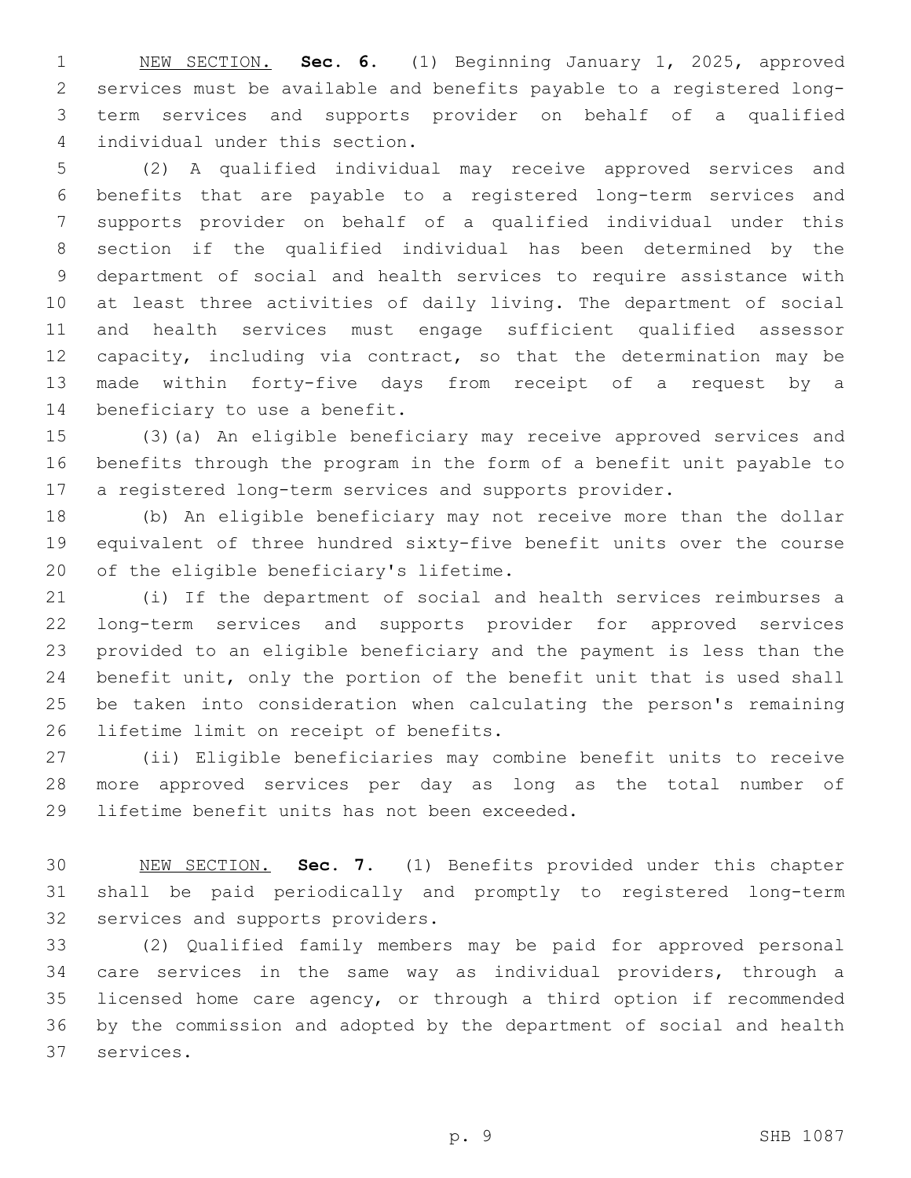NEW SECTION. **Sec. 6.** (1) Beginning January 1, 2025, approved services must be available and benefits payable to a registered long-term services and supports provider on behalf of a qualified individual under this section.

(2) A qualified individual may receive approved services and benefits that are payable to a registered long-term services and supports provider on behalf of a qualified individual under this section if the qualified individual has been determined by the department of social and health services to require assistance with at least three activities of daily living. The department of social and health services must engage sufficient qualified assessor capacity, including via contract, so that the determination may be made within forty-five days from receipt of a request by a beneficiary to use a benefit.

(3)(a) An eligible beneficiary may receive approved services and benefits through the program in the form of a benefit unit payable to a registered long-term services and supports provider.

(b) An eligible beneficiary may not receive more than the dollar equivalent of three hundred sixty-five benefit units over the course of the eligible beneficiary's lifetime.

(i) If the department of social and health services reimburses a long-term services and supports provider for approved services provided to an eligible beneficiary and the payment is less than the benefit unit, only the portion of the benefit unit that is used shall be taken into consideration when calculating the person's remaining lifetime limit on receipt of benefits.

(ii) Eligible beneficiaries may combine benefit units to receive more approved services per day as long as the total number of lifetime benefit units has not been exceeded.

NEW SECTION. **Sec. 7.** (1) Benefits provided under this chapter shall be paid periodically and promptly to registered long-term services and supports providers.

(2) Qualified family members may be paid for approved personal care services in the same way as individual providers, through a licensed home care agency, or through a third option if recommended by the commission and adopted by the department of social and health services.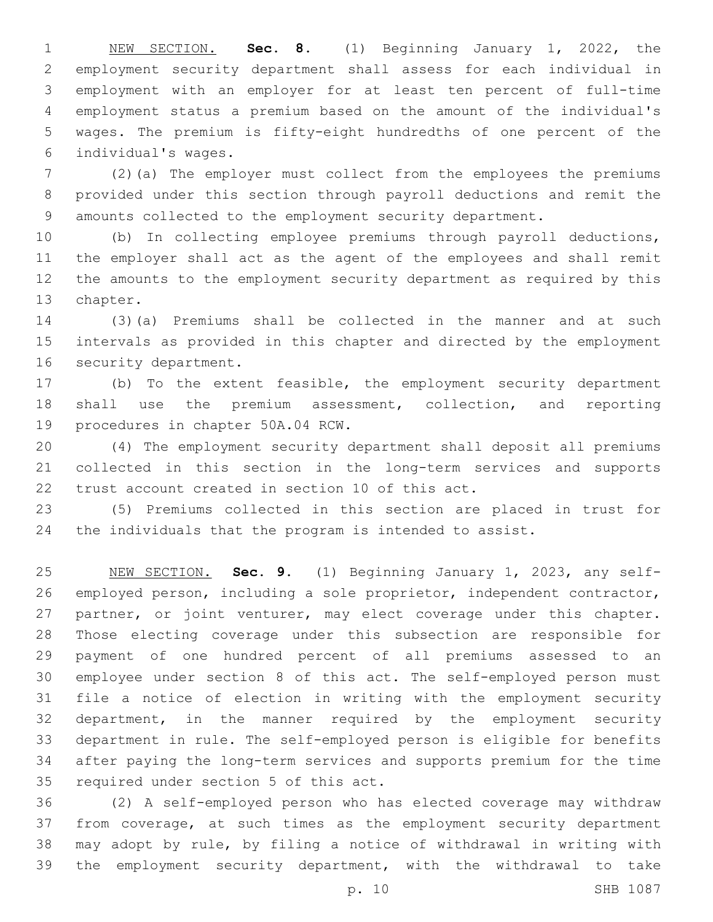NEW SECTION. **Sec. 8.** (1) Beginning January 1, 2022, the employment security department shall assess for each individual in employment with an employer for at least ten percent of full-time employment status a premium based on the amount of the individual's wages. The premium is fifty-eight hundredths of one percent of the individual's wages.

(2)(a) The employer must collect from the employees the premiums provided under this section through payroll deductions and remit the amounts collected to the employment security department.

(b) In collecting employee premiums through payroll deductions, the employer shall act as the agent of the employees and shall remit the amounts to the employment security department as required by this chapter.

(3)(a) Premiums shall be collected in the manner and at such intervals as provided in this chapter and directed by the employment security department.

(b) To the extent feasible, the employment security department shall use the premium assessment, collection, and reporting procedures in chapter 50A.04 RCW.

(4) The employment security department shall deposit all premiums collected in this section in the long-term services and supports trust account created in section 10 of this act.

(5) Premiums collected in this section are placed in trust for the individuals that the program is intended to assist.

NEW SECTION. **Sec. 9.** (1) Beginning January 1, 2023, any self-employed person, including a sole proprietor, independent contractor, partner, or joint venturer, may elect coverage under this chapter. Those electing coverage under this subsection are responsible for payment of one hundred percent of all premiums assessed to an employee under section 8 of this act. The self-employed person must file a notice of election in writing with the employment security department, in the manner required by the employment security department in rule. The self-employed person is eligible for benefits after paying the long-term services and supports premium for the time required under section 5 of this act.

(2) A self-employed person who has elected coverage may withdraw from coverage, at such times as the employment security department may adopt by rule, by filing a notice of withdrawal in writing with the employment security department, with the withdrawal to take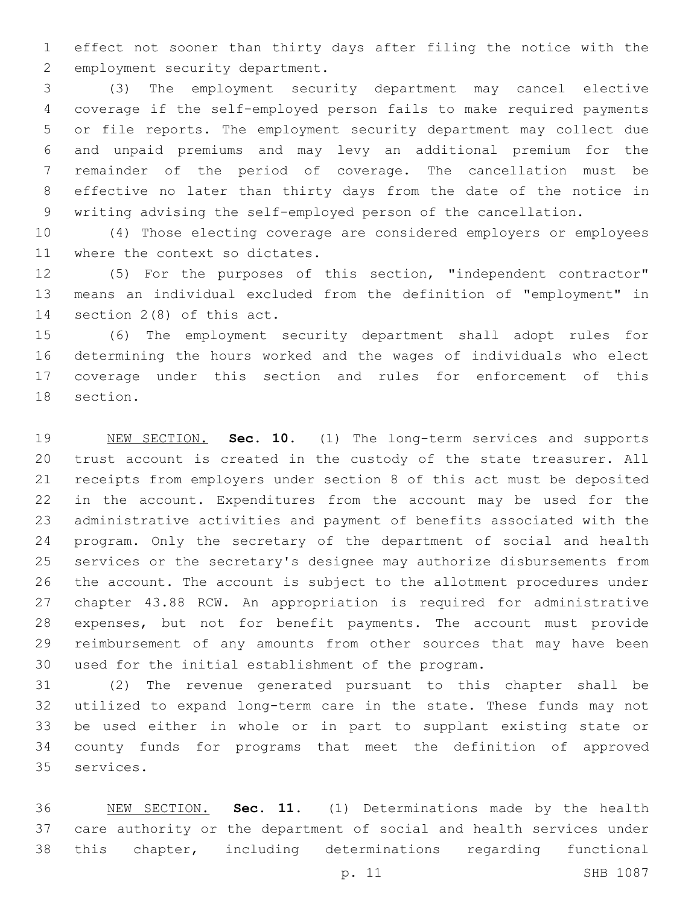effect not sooner than thirty days after filing the notice with the employment security department.

(3) The employment security department may cancel elective coverage if the self-employed person fails to make required payments or file reports. The employment security department may collect due and unpaid premiums and may levy an additional premium for the remainder of the period of coverage. The cancellation must be effective no later than thirty days from the date of the notice in writing advising the self-employed person of the cancellation.

(4) Those electing coverage are considered employers or employees where the context so dictates.

(5) For the purposes of this section, "independent contractor" means an individual excluded from the definition of "employment" in section 2(8) of this act.

(6) The employment security department shall adopt rules for determining the hours worked and the wages of individuals who elect coverage under this section and rules for enforcement of this section.

NEW SECTION. **Sec. 10.** (1) The long-term services and supports trust account is created in the custody of the state treasurer. All receipts from employers under section 8 of this act must be deposited in the account. Expenditures from the account may be used for the administrative activities and payment of benefits associated with the program. Only the secretary of the department of social and health services or the secretary's designee may authorize disbursements from the account. The account is subject to the allotment procedures under chapter 43.88 RCW. An appropriation is required for administrative expenses, but not for benefit payments. The account must provide reimbursement of any amounts from other sources that may have been used for the initial establishment of the program.

(2) The revenue generated pursuant to this chapter shall be utilized to expand long-term care in the state. These funds may not be used either in whole or in part to supplant existing state or county funds for programs that meet the definition of approved services.

NEW SECTION. **Sec. 11.** (1) Determinations made by the health care authority or the department of social and health services under this chapter, including determinations regarding functional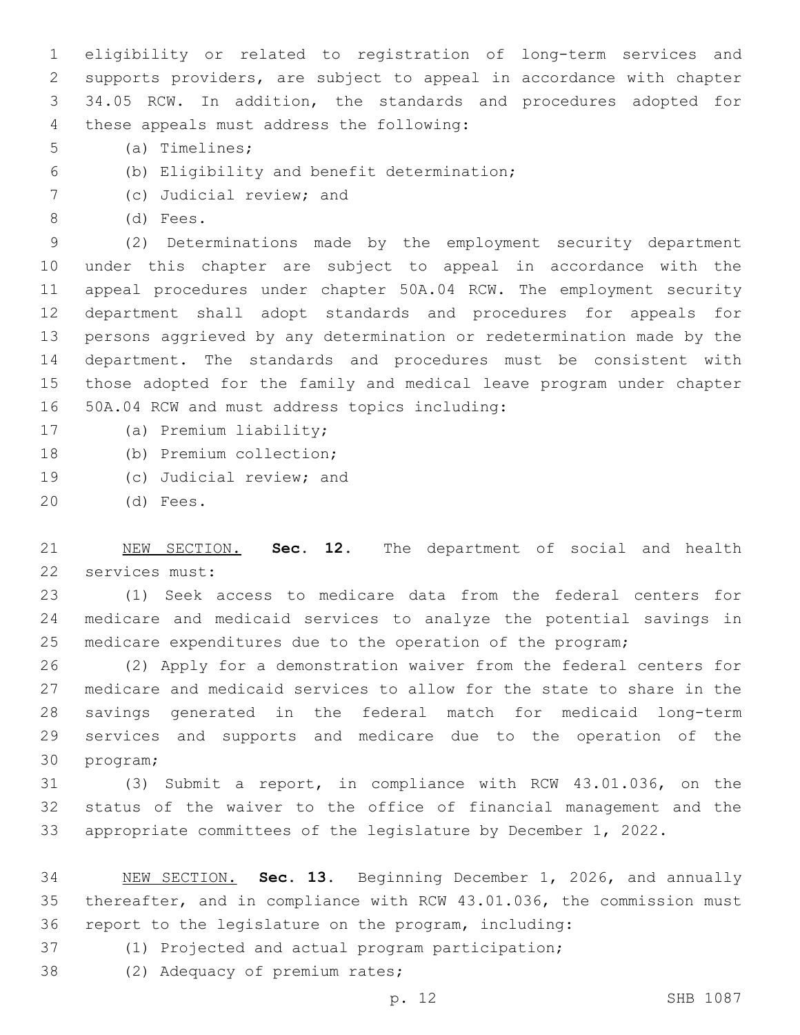eligibility or related to registration of long-term services and supports providers, are subject to appeal in accordance with chapter 34.05 RCW. In addition, the standards and procedures adopted for these appeals must address the following:

(a) Timelines;

(b) Eligibility and benefit determination;

(c) Judicial review; and

(d) Fees.

(2) Determinations made by the employment security department under this chapter are subject to appeal in accordance with the appeal procedures under chapter 50A.04 RCW. The employment security department shall adopt standards and procedures for appeals for persons aggrieved by any determination or redetermination made by the department. The standards and procedures must be consistent with those adopted for the family and medical leave program under chapter 50A.04 RCW and must address topics including:

(a) Premium liability;

(b) Premium collection;

(c) Judicial review; and

(d) Fees.

NEW SECTION. **Sec. 12.** The department of social and health services must:

(1) Seek access to medicare data from the federal centers for medicare and medicaid services to analyze the potential savings in medicare expenditures due to the operation of the program;

(2) Apply for a demonstration waiver from the federal centers for medicare and medicaid services to allow for the state to share in the savings generated in the federal match for medicaid long-term services and supports and medicare due to the operation of the program;

(3) Submit a report, in compliance with RCW 43.01.036, on the status of the waiver to the office of financial management and the appropriate committees of the legislature by December 1, 2022.

NEW SECTION. **Sec. 13.** Beginning December 1, 2026, and annually thereafter, and in compliance with RCW 43.01.036, the commission must report to the legislature on the program, including:

(1) Projected and actual program participation;

(2) Adequacy of premium rates;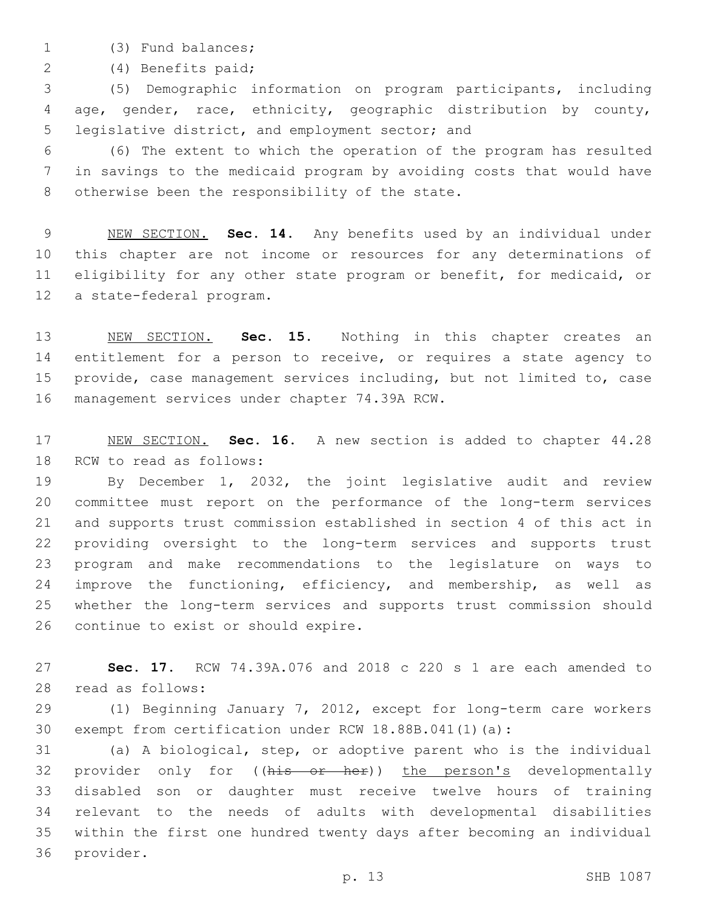(3) Fund balances;

(4) Benefits paid;

(5) Demographic information on program participants, including age, gender, race, ethnicity, geographic distribution by county, legislative district, and employment sector; and

(6) The extent to which the operation of the program has resulted in savings to the medicaid program by avoiding costs that would have otherwise been the responsibility of the state.

NEW SECTION. **Sec. 14.** Any benefits used by an individual under this chapter are not income or resources for any determinations of eligibility for any other state program or benefit, for medicaid, or a state-federal program.

NEW SECTION. **Sec. 15.** Nothing in this chapter creates an entitlement for a person to receive, or requires a state agency to provide, case management services including, but not limited to, case management services under chapter 74.39A RCW.

NEW SECTION. **Sec. 16.** A new section is added to chapter 44.28 RCW to read as follows:

By December 1, 2032, the joint legislative audit and review committee must report on the performance of the long-term services and supports trust commission established in section 4 of this act in providing oversight to the long-term services and supports trust program and make recommendations to the legislature on ways to improve the functioning, efficiency, and membership, as well as whether the long-term services and supports trust commission should continue to exist or should expire.

**Sec. 17.** RCW 74.39A.076 and 2018 c 220 s 1 are each amended to read as follows:

(1) Beginning January 7, 2012, except for long-term care workers exempt from certification under RCW 18.88B.041(1)(a):

(a) A biological, step, or adoptive parent who is the individual provider only for ((~~his or her~~)) the person's developmentally disabled son or daughter must receive twelve hours of training relevant to the needs of adults with developmental disabilities within the first one hundred twenty days after becoming an individual provider.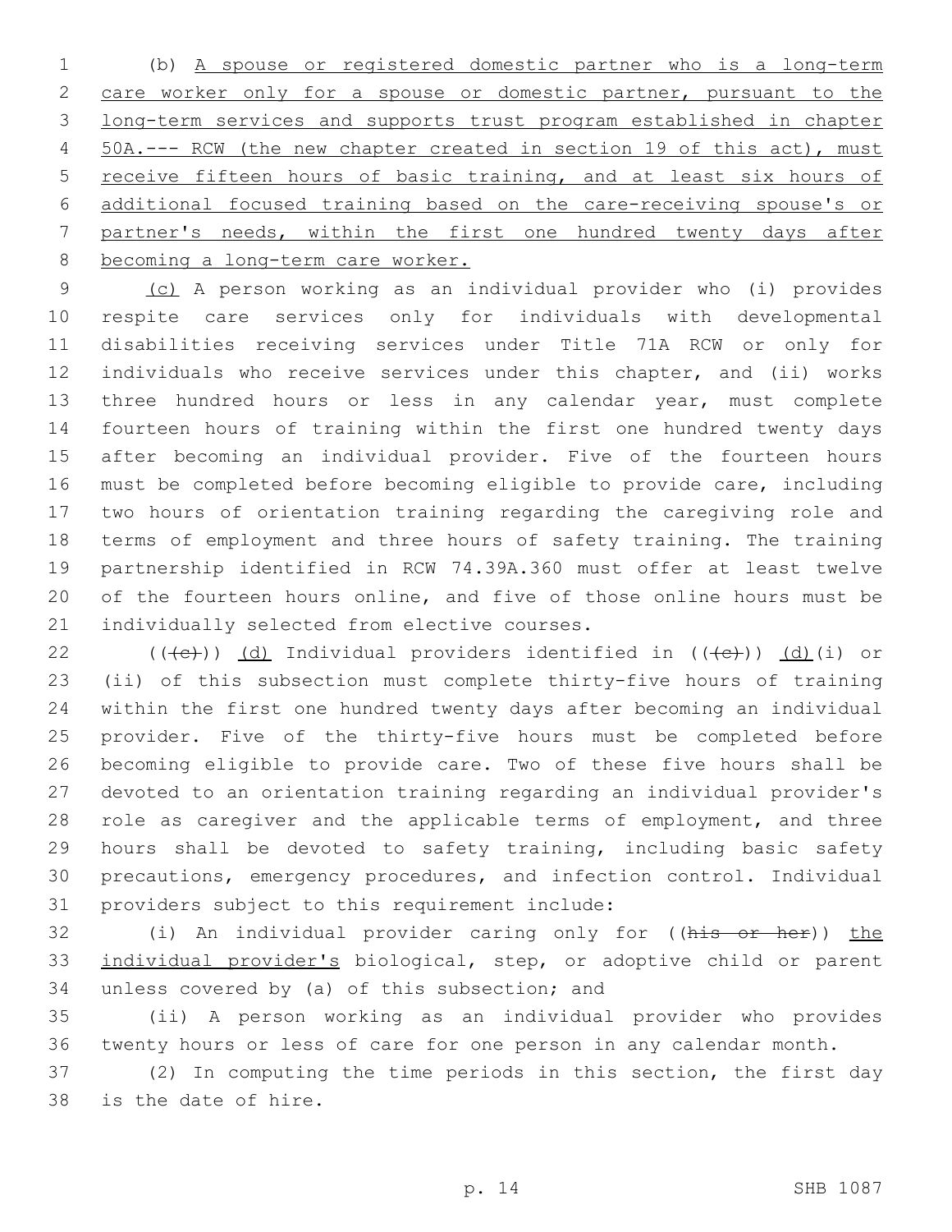(b) A spouse or registered domestic partner who is a long-term care worker only for a spouse or domestic partner, pursuant to the long-term services and supports trust program established in chapter 50A.--- RCW (the new chapter created in section 19 of this act), must receive fifteen hours of basic training, and at least six hours of additional focused training based on the care-receiving spouse's or partner's needs, within the first one hundred twenty days after becoming a long-term care worker.

(c) A person working as an individual provider who (i) provides respite care services only for individuals with developmental disabilities receiving services under Title 71A RCW or only for individuals who receive services under this chapter, and (ii) works three hundred hours or less in any calendar year, must complete fourteen hours of training within the first one hundred twenty days after becoming an individual provider. Five of the fourteen hours must be completed before becoming eligible to provide care, including two hours of orientation training regarding the caregiving role and terms of employment and three hours of safety training. The training partnership identified in RCW 74.39A.360 must offer at least twelve of the fourteen hours online, and five of those online hours must be individually selected from elective courses.

(((c))) (d) Individual providers identified in (((c))) (d)(i) or (ii) of this subsection must complete thirty-five hours of training within the first one hundred twenty days after becoming an individual provider. Five of the thirty-five hours must be completed before becoming eligible to provide care. Two of these five hours shall be devoted to an orientation training regarding an individual provider's role as caregiver and the applicable terms of employment, and three hours shall be devoted to safety training, including basic safety precautions, emergency procedures, and infection control. Individual providers subject to this requirement include:

(i) An individual provider caring only for ((his or her)) the individual provider's biological, step, or adoptive child or parent unless covered by (a) of this subsection; and

(ii) A person working as an individual provider who provides twenty hours or less of care for one person in any calendar month.

(2) In computing the time periods in this section, the first day is the date of hire.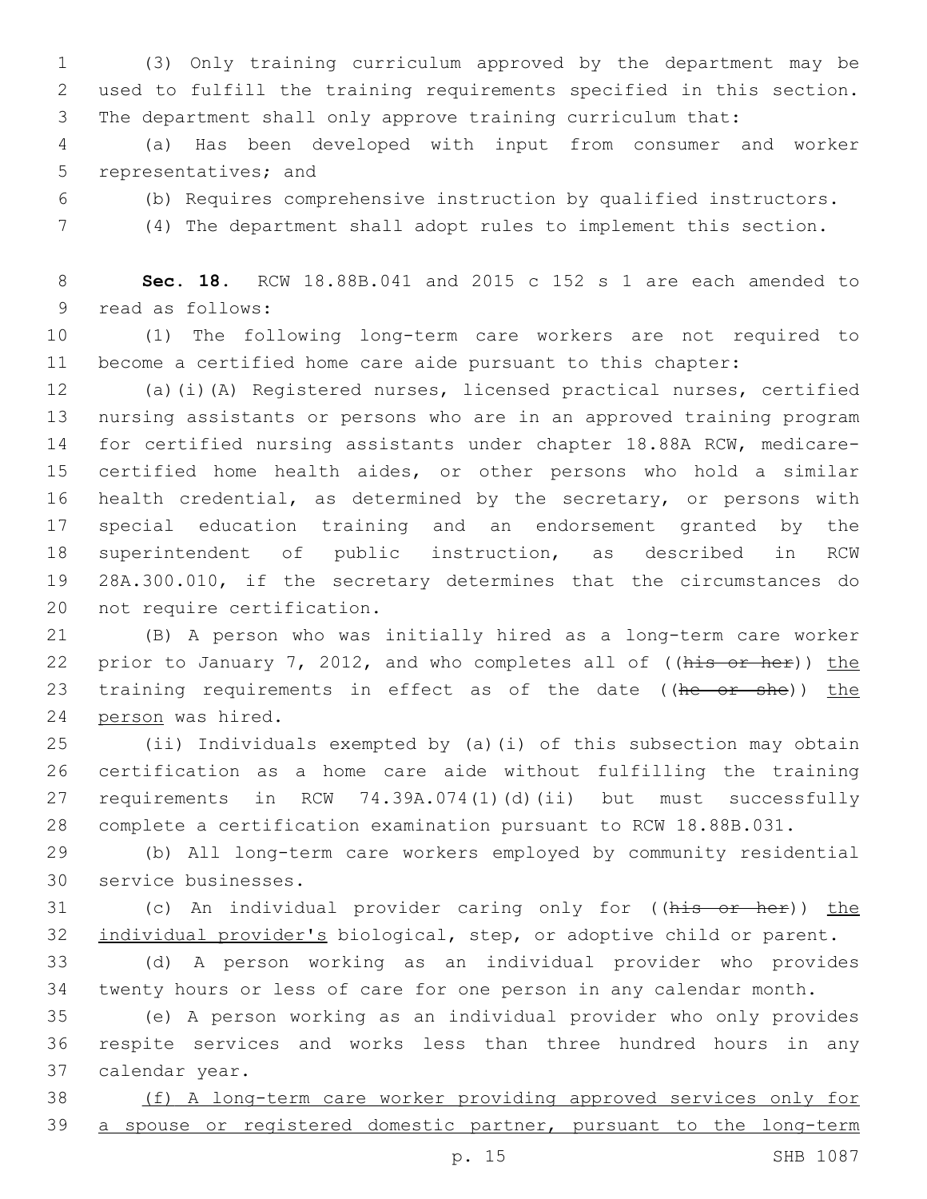(3) Only training curriculum approved by the department may be used to fulfill the training requirements specified in this section. The department shall only approve training curriculum that:

(a) Has been developed with input from consumer and worker representatives; and

(b) Requires comprehensive instruction by qualified instructors.

(4) The department shall adopt rules to implement this section.

**Sec. 18.** RCW 18.88B.041 and 2015 c 152 s 1 are each amended to read as follows:

(1) The following long-term care workers are not required to become a certified home care aide pursuant to this chapter:

(a)(i)(A) Registered nurses, licensed practical nurses, certified nursing assistants or persons who are in an approved training program for certified nursing assistants under chapter 18.88A RCW, medicare-certified home health aides, or other persons who hold a similar health credential, as determined by the secretary, or persons with special education training and an endorsement granted by the superintendent of public instruction, as described in RCW 28A.300.010, if the secretary determines that the circumstances do not require certification.

(B) A person who was initially hired as a long-term care worker prior to January 7, 2012, and who completes all of ((~~his or her~~)) <u>the</u> training requirements in effect as of the date ((~~he or she~~)) <u>the person</u> was hired.

(ii) Individuals exempted by (a)(i) of this subsection may obtain certification as a home care aide without fulfilling the training requirements in RCW 74.39A.074(1)(d)(ii) but must successfully complete a certification examination pursuant to RCW 18.88B.031.

(b) All long-term care workers employed by community residential service businesses.

(c) An individual provider caring only for ((~~his or her~~)) <u>the individual provider's</u> biological, step, or adoptive child or parent.

(d) A person working as an individual provider who provides twenty hours or less of care for one person in any calendar month.

(e) A person working as an individual provider who only provides respite services and works less than three hundred hours in any calendar year.

<u>(f) A long-term care worker providing approved services only for a spouse or registered domestic partner, pursuant to the long-term</u>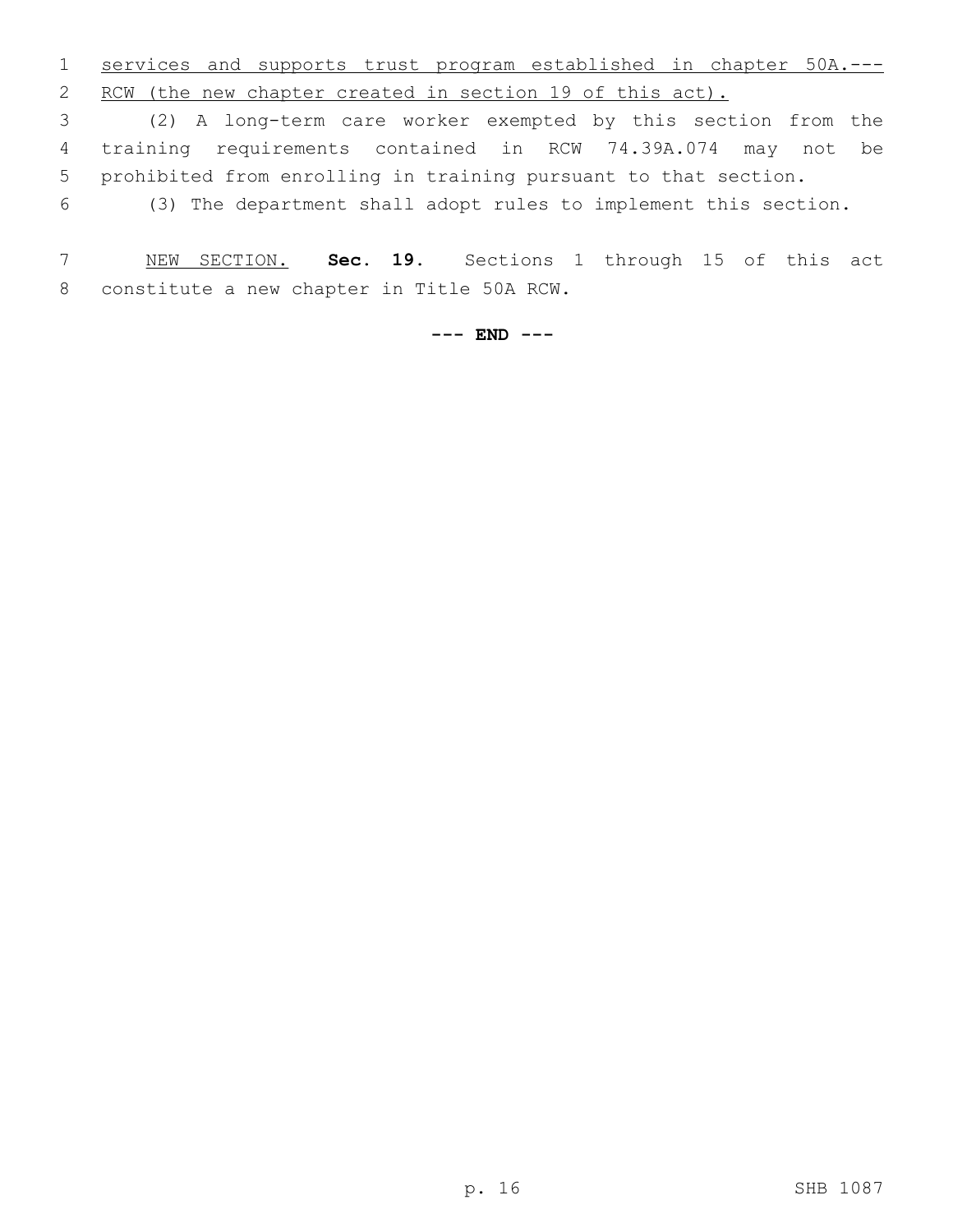services and supports trust program established in chapter 50A.--- RCW (the new chapter created in section 19 of this act).

(2) A long-term care worker exempted by this section from the training requirements contained in RCW 74.39A.074 may not be prohibited from enrolling in training pursuant to that section.

(3) The department shall adopt rules to implement this section.

NEW SECTION. **Sec. 19.** Sections 1 through 15 of this act constitute a new chapter in Title 50A RCW.

**--- END ---**